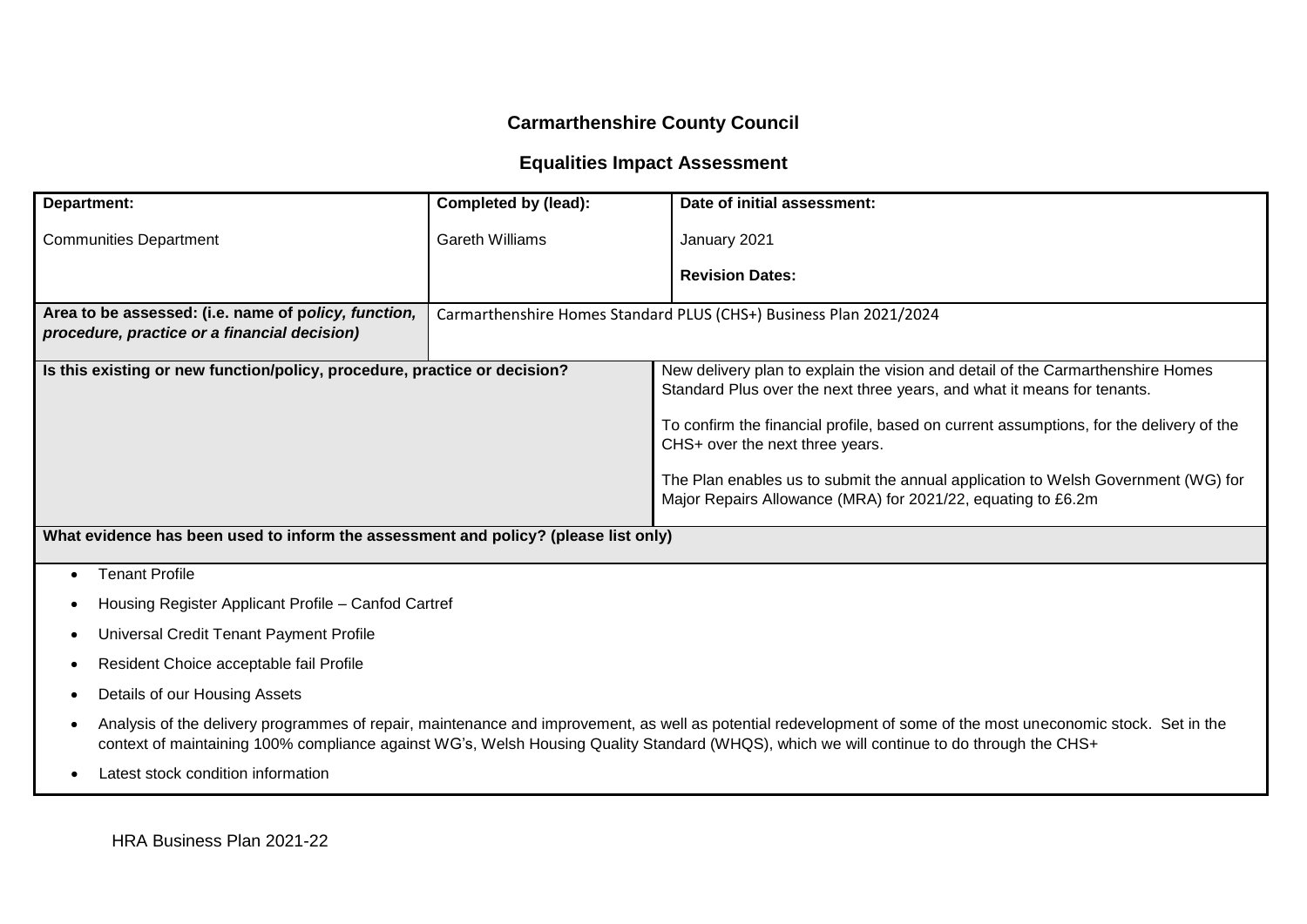# Carmarthenshire County Council

## Equalities Impact Assessment

| **Department:**<br><br>Communities Department | **Completed by (lead):**<br><br>Gareth Williams | **Date of initial assessment:**<br><br>January 2021<br><br>**Revision Dates:** |
|---|---|---|
| **Area to be assessed: (i.e. name of p*olicy, function, procedure, practice or a financial decision)*** | Carmarthenshire Homes Standard PLUS (CHS+) Business Plan 2021/2024 | |
| **Is this existing or new function/policy, procedure, practice or decision?** | | New delivery plan to explain the vision and detail of the Carmarthenshire Homes Standard Plus over the next three years, and what it means for tenants.<br><br>To confirm the financial profile, based on current assumptions, for the delivery of the CHS+ over the next three years.<br><br>The Plan enables us to submit the annual application to Welsh Government (WG) for Major Repairs Allowance (MRA) for 2021/22, equating to £6.2m |

**What evidence has been used to inform the assessment and policy? (please list only)**

- Tenant Profile
- Housing Register Applicant Profile – Canfod Cartref
- Universal Credit Tenant Payment Profile
- Resident Choice acceptable fail Profile
- Details of our Housing Assets
- Analysis of the delivery programmes of repair, maintenance and improvement, as well as potential redevelopment of some of the most uneconomic stock. Set in the context of maintaining 100% compliance against WG's, Welsh Housing Quality Standard (WHQS), which we will continue to do through the CHS+
- Latest stock condition information

HRA Business Plan 2021-22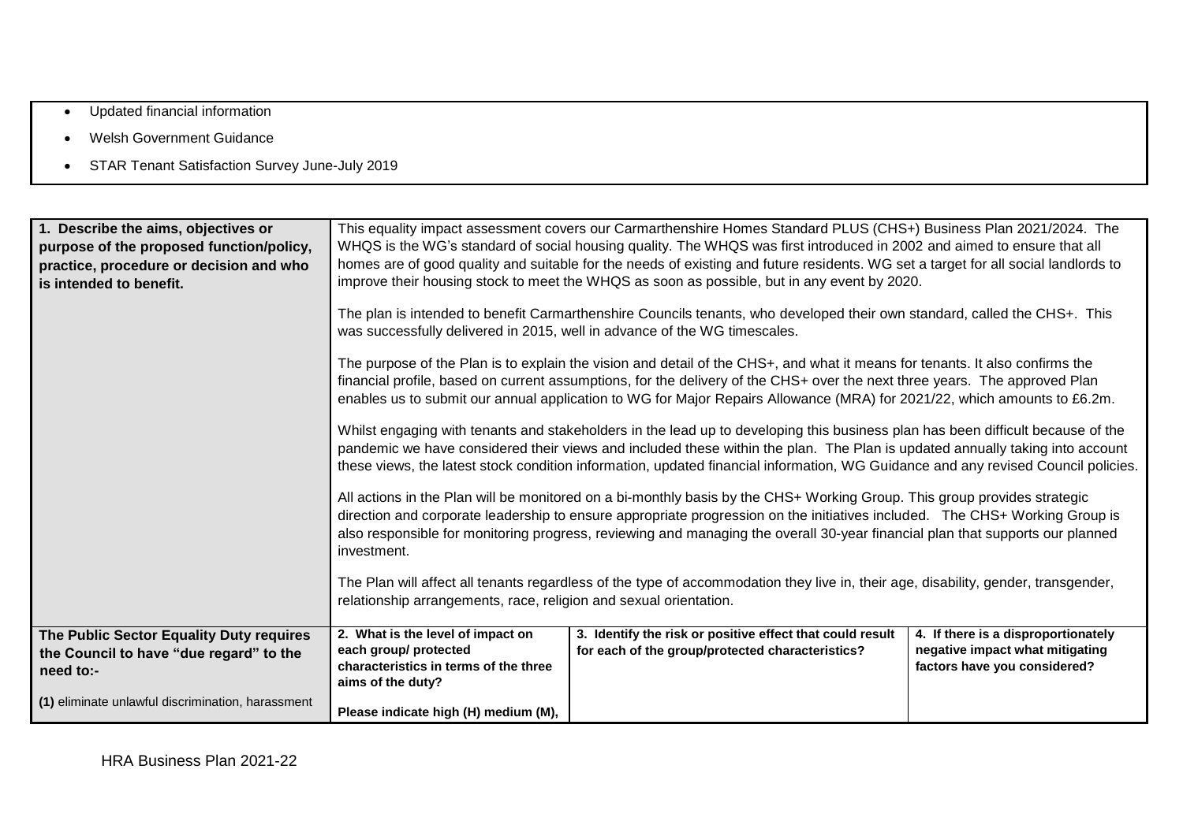- Updated financial information
- Welsh Government Guidance
- STAR Tenant Satisfaction Survey June-July 2019

| **1. Describe the aims, objectives or purpose of the proposed function/policy, practice, procedure or decision and who is intended to benefit.** | This equality impact assessment covers our Carmarthenshire Homes Standard PLUS (CHS+) Business Plan 2021/2024. The WHQS is the WG's standard of social housing quality. The WHQS was first introduced in 2002 and aimed to ensure that all homes are of good quality and suitable for the needs of existing and future residents. WG set a target for all social landlords to improve their housing stock to meet the WHQS as soon as possible, but in any event by 2020.<br><br>The plan is intended to benefit Carmarthenshire Councils tenants, who developed their own standard, called the CHS+. This was successfully delivered in 2015, well in advance of the WG timescales.<br><br>The purpose of the Plan is to explain the vision and detail of the CHS+, and what it means for tenants. It also confirms the financial profile, based on current assumptions, for the delivery of the CHS+ over the next three years. The approved Plan enables us to submit our annual application to WG for Major Repairs Allowance (MRA) for 2021/22, which amounts to £6.2m.<br><br>Whilst engaging with tenants and stakeholders in the lead up to developing this business plan has been difficult because of the pandemic we have considered their views and included these within the plan. The Plan is updated annually taking into account these views, the latest stock condition information, updated financial information, WG Guidance and any revised Council policies.<br><br>All actions in the Plan will be monitored on a bi-monthly basis by the CHS+ Working Group. This group provides strategic direction and corporate leadership to ensure appropriate progression on the initiatives included. The CHS+ Working Group is also responsible for monitoring progress, reviewing and managing the overall 30-year financial plan that supports our planned investment.<br><br>The Plan will affect all tenants regardless of the type of accommodation they live in, their age, disability, gender, transgender, relationship arrangements, race, religion and sexual orientation. | | |
|---|---|---|---|
| **The Public Sector Equality Duty requires the Council to have "due regard" to the need to:-**<br><br>**(1)** eliminate unlawful discrimination, harassment | **2. What is the level of impact on each group/ protected characteristics in terms of the three aims of the duty?**<br><br>**Please indicate high (H) medium (M),** | **3. Identify the risk or positive effect that could result for each of the group/protected characteristics?** | **4. If there is a disproportionately negative impact what mitigating factors have you considered?** |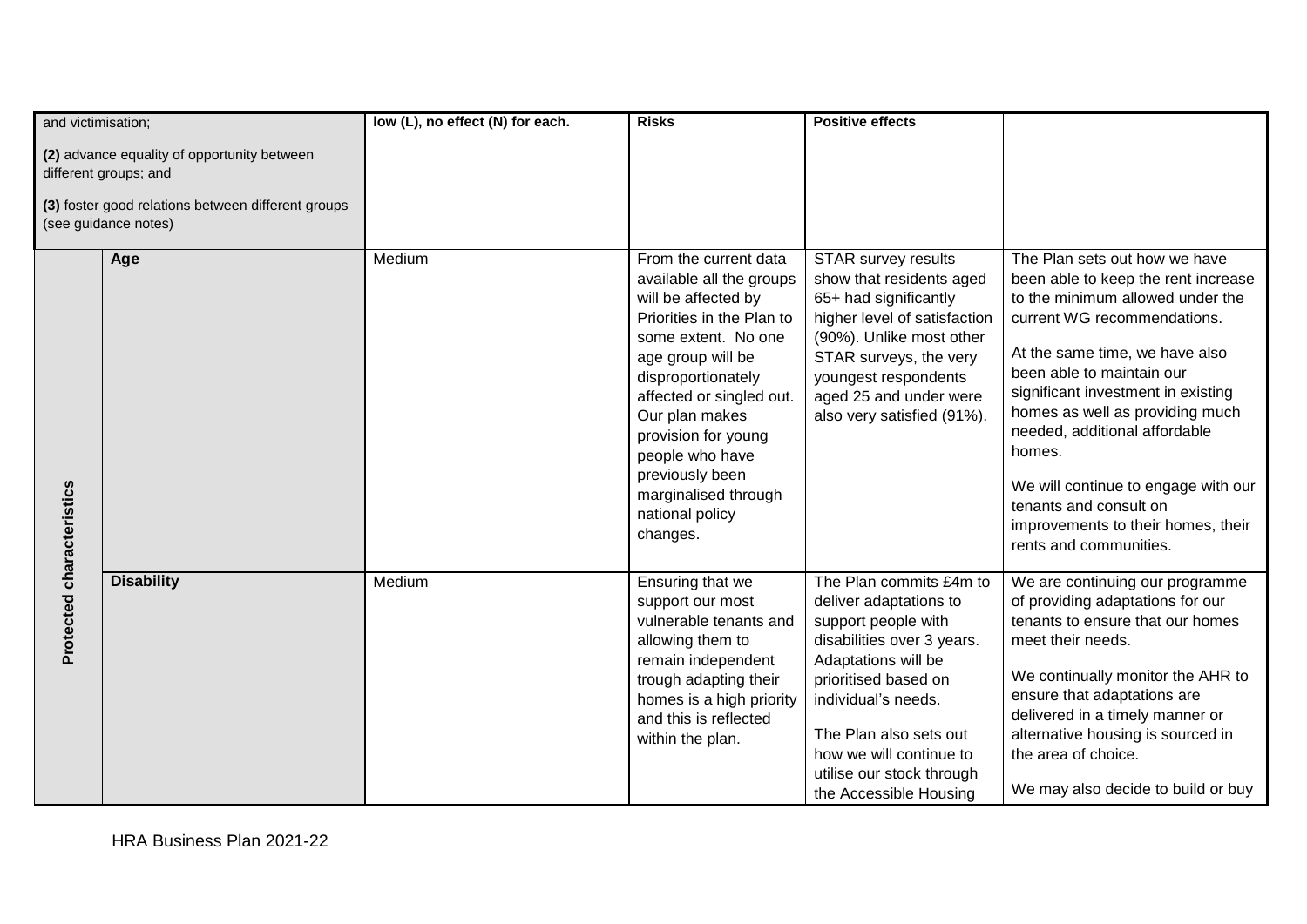| and victimisation; **(2)** advance equality of opportunity between different groups; and **(3)** foster good relations between different groups (see guidance notes) | | low (L), no effect (N) for each. | Risks | Positive effects | |
|---|---|---|---|---|---|
| Protected characteristics | **Age** | Medium | From the current data available all the groups will be affected by Priorities in the Plan to some extent. No one age group will be disproportionately affected or singled out. Our plan makes provision for young people who have previously been marginalised through national policy changes. | STAR survey results show that residents aged 65+ had significantly higher level of satisfaction (90%). Unlike most other STAR surveys, the very youngest respondents aged 25 and under were also very satisfied (91%). | The Plan sets out how we have been able to keep the rent increase to the minimum allowed under the current WG recommendations. At the same time, we have also been able to maintain our significant investment in existing homes as well as providing much needed, additional affordable homes. We will continue to engage with our tenants and consult on improvements to their homes, their rents and communities. |
| | **Disability** | Medium | Ensuring that we support our most vulnerable tenants and allowing them to remain independent trough adapting their homes is a high priority and this is reflected within the plan. | The Plan commits £4m to deliver adaptations to support people with disabilities over 3 years. Adaptations will be prioritised based on individual's needs. The Plan also sets out how we will continue to utilise our stock through the Accessible Housing | We are continuing our programme of providing adaptations for our tenants to ensure that our homes meet their needs. We continually monitor the AHR to ensure that adaptations are delivered in a timely manner or alternative housing is sourced in the area of choice. We may also decide to build or buy |

HRA Business Plan 2021-22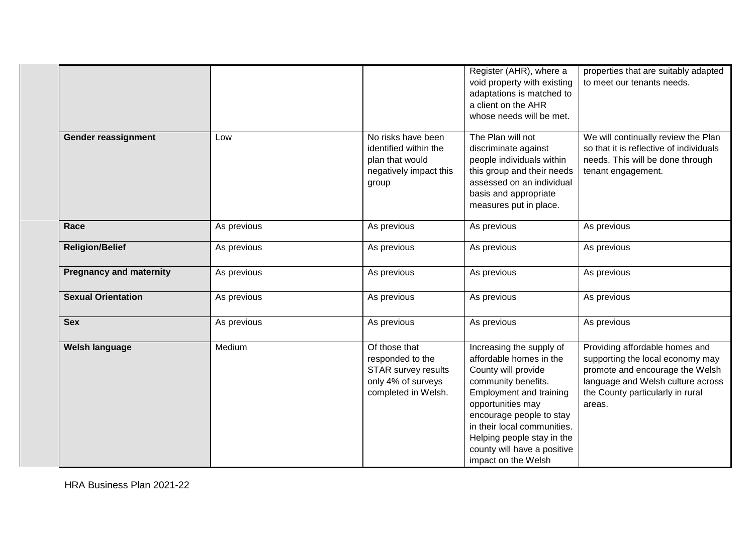| | | | | |
|---|---|---|---|---|
| | | | Register (AHR), where a void property with existing adaptations is matched to a client on the AHR whose needs will be met. | properties that are suitably adapted to meet our tenants needs. |
| **Gender reassignment** | Low | No risks have been identified within the plan that would negatively impact this group | The Plan will not discriminate against people individuals within this group and their needs assessed on an individual basis and appropriate measures put in place. | We will continually review the Plan so that it is reflective of individuals needs. This will be done through tenant engagement. |
| **Race** | As previous | As previous | As previous | As previous |
| **Religion/Belief** | As previous | As previous | As previous | As previous |
| **Pregnancy and maternity** | As previous | As previous | As previous | As previous |
| **Sexual Orientation** | As previous | As previous | As previous | As previous |
| **Sex** | As previous | As previous | As previous | As previous |
| **Welsh language** | Medium | Of those that responded to the STAR survey results only 4% of surveys completed in Welsh. | Increasing the supply of affordable homes in the County will provide community benefits. Employment and training opportunities may encourage people to stay in their local communities. Helping people stay in the county will have a positive impact on the Welsh | Providing affordable homes and supporting the local economy may promote and encourage the Welsh language and Welsh culture across the County particularly in rural areas. |

HRA Business Plan 2021-22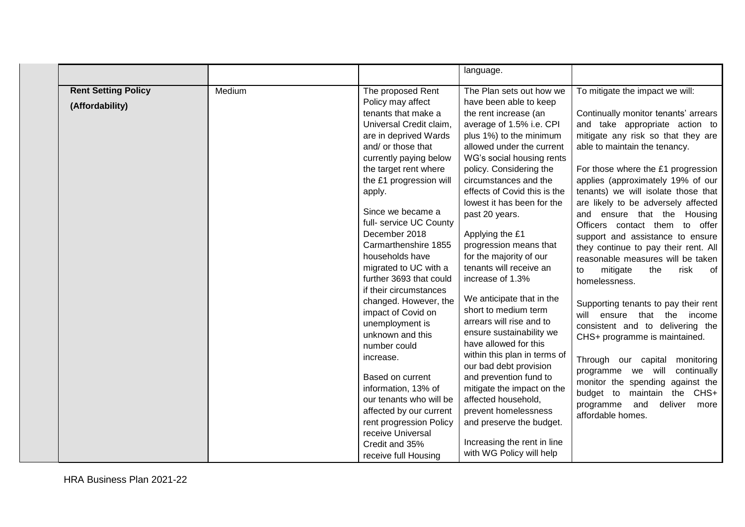| | | | | |
|---|---|---|---|---|
| | | | language. | |
| **Rent Setting Policy (Affordability)** | Medium | The proposed Rent Policy may affect tenants that make a Universal Credit claim, are in deprived Wards and/ or those that currently paying below the target rent where the £1 progression will apply.<br><br>Since we became a full- service UC County December 2018 Carmarthenshire 1855 households have migrated to UC with a further 3693 that could if their circumstances changed. However, the impact of Covid on unemployment is unknown and this number could increase.<br><br>Based on current information, 13% of our tenants who will be affected by our current rent progression Policy receive Universal Credit and 35% receive full Housing | The Plan sets out how we have been able to keep the rent increase (an average of 1.5% i.e. CPI plus 1%) to the minimum allowed under the current WG's social housing rents policy. Considering the circumstances and the effects of Covid this is the lowest it has been for the past 20 years.<br><br>Applying the £1 progression means that for the majority of our tenants will receive an increase of 1.3%<br><br>We anticipate that in the short to medium term arrears will rise and to ensure sustainability we have allowed for this within this plan in terms of our bad debt provision and prevention fund to mitigate the impact on the affected household, prevent homelessness and preserve the budget.<br><br>Increasing the rent in line with WG Policy will help | To mitigate the impact we will:<br><br>Continually monitor tenants' arrears and take appropriate action to mitigate any risk so that they are able to maintain the tenancy.<br><br>For those where the £1 progression applies (approximately 19% of our tenants) we will isolate those that are likely to be adversely affected and ensure that the Housing Officers contact them to offer support and assistance to ensure they continue to pay their rent. All reasonable measures will be taken to mitigate the risk of homelessness.<br><br>Supporting tenants to pay their rent will ensure that the income consistent and to delivering the CHS+ programme is maintained.<br><br>Through our capital monitoring programme we will continually monitor the spending against the budget to maintain the CHS+ programme and deliver more affordable homes. |

HRA Business Plan 2021-22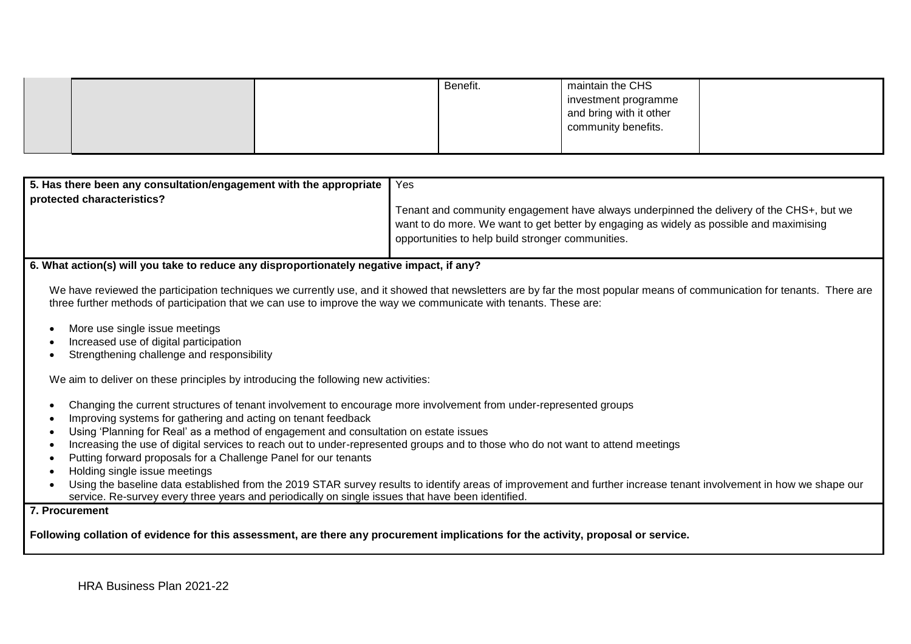| | | | | | |
|---|---|---|---|---|---|
| | | | Benefit. | maintain the CHS investment programme and bring with it other community benefits. | |

| | |
|---|---|
| **5. Has there been any consultation/engagement with the appropriate protected characteristics?** | Yes<br><br>Tenant and community engagement have always underpinned the delivery of the CHS+, but we want to do more. We want to get better by engaging as widely as possible and maximising opportunities to help build stronger communities. |

**6. What action(s) will you take to reduce any disproportionately negative impact, if any?**

We have reviewed the participation techniques we currently use, and it showed that newsletters are by far the most popular means of communication for tenants. There are three further methods of participation that we can use to improve the way we communicate with tenants. These are:

- More use single issue meetings
- Increased use of digital participation
- Strengthening challenge and responsibility

We aim to deliver on these principles by introducing the following new activities:

- Changing the current structures of tenant involvement to encourage more involvement from under-represented groups
- Improving systems for gathering and acting on tenant feedback
- Using 'Planning for Real' as a method of engagement and consultation on estate issues
- Increasing the use of digital services to reach out to under-represented groups and to those who do not want to attend meetings
- Putting forward proposals for a Challenge Panel for our tenants
- Holding single issue meetings
- Using the baseline data established from the 2019 STAR survey results to identify areas of improvement and further increase tenant involvement in how we shape our service. Re-survey every three years and periodically on single issues that have been identified.

**7. Procurement**

**Following collation of evidence for this assessment, are there any procurement implications for the activity, proposal or service.**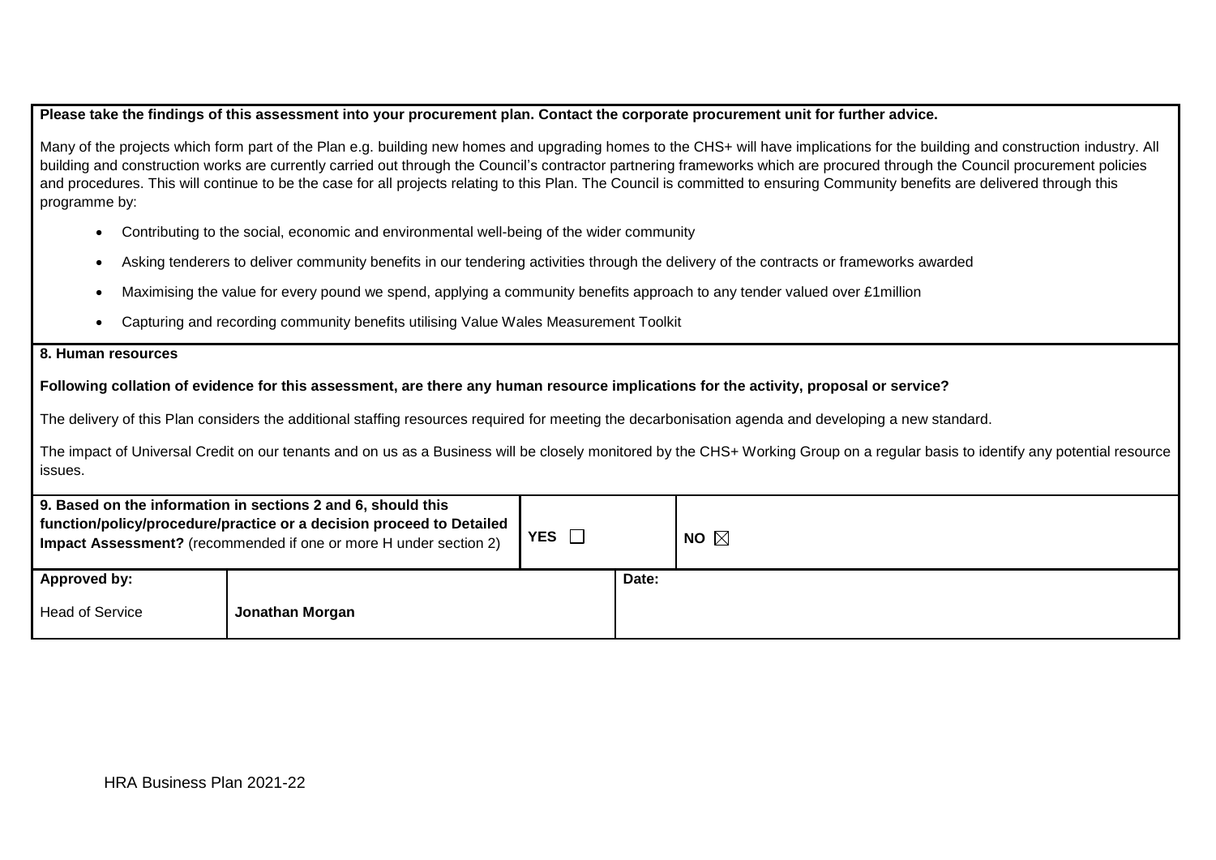**Please take the findings of this assessment into your procurement plan. Contact the corporate procurement unit for further advice.**

Many of the projects which form part of the Plan e.g. building new homes and upgrading homes to the CHS+ will have implications for the building and construction industry. All building and construction works are currently carried out through the Council's contractor partnering frameworks which are procured through the Council procurement policies and procedures. This will continue to be the case for all projects relating to this Plan. The Council is committed to ensuring Community benefits are delivered through this programme by:

- Contributing to the social, economic and environmental well-being of the wider community
- Asking tenderers to deliver community benefits in our tendering activities through the delivery of the contracts or frameworks awarded
- Maximising the value for every pound we spend, applying a community benefits approach to any tender valued over £1million
- Capturing and recording community benefits utilising Value Wales Measurement Toolkit

**8. Human resources**

**Following collation of evidence for this assessment, are there any human resource implications for the activity, proposal or service?**

The delivery of this Plan considers the additional staffing resources required for meeting the decarbonisation agenda and developing a new standard.

The impact of Universal Credit on our tenants and on us as a Business will be closely monitored by the CHS+ Working Group on a regular basis to identify any potential resource issues.

| | | |
|---|---|---|
| **9. Based on the information in sections 2 and 6, should this function/policy/procedure/practice or a decision proceed to Detailed Impact Assessment?** (recommended if one or more H under section 2) | **YES** ☐ | **NO** ☒ |

| | | |
|---|---|---|
| **Approved by:**<br>Head of Service | **Jonathan Morgan** | **Date:** |